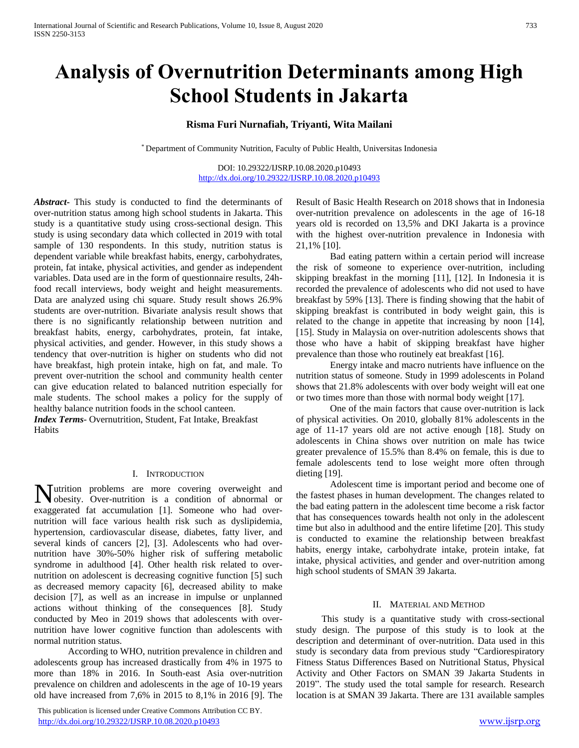# Analysis of Overnutrition Determinants among High School Students in Jakarta

**Risma Furi Nurnafiah, Triyanti, Wita Mailani**

[*] Department of Community Nutrition, Faculty of Public Health, Universitas Indonesia

DOI: 10.29322/IJSRP.10.08.2020.p10493
http://dx.doi.org/10.29322/IJSRP.10.08.2020.p10493

***Abstract*-** This study is conducted to find the determinants of over-nutrition status among high school students in Jakarta. This study is a quantitative study using cross-sectional design. This study is using secondary data which collected in 2019 with total sample of 130 respondents. In this study, nutrition status is dependent variable while breakfast habits, energy, carbohydrates, protein, fat intake, physical activities, and gender as independent variables. Data used are in the form of questionnaire results, 24h-food recall interviews, body weight and height measurements. Data are analyzed using chi square. Study result shows 26.9% students are over-nutrition. Bivariate analysis result shows that there is no significantly relationship between nutrition and breakfast habits, energy, carbohydrates, protein, fat intake, physical activities, and gender. However, in this study shows a tendency that over-nutrition is higher on students who did not have breakfast, high protein intake, high on fat, and male. To prevent over-nutrition the school and community health center can give education related to balanced nutrition especially for male students. The school makes a policy for the supply of healthy balance nutrition foods in the school canteen.

***Index Terms*-** Overnutrition, Student, Fat Intake, Breakfast Habits

## I. Introduction

Nutrition problems are more covering overweight and obesity. Over-nutrition is a condition of abnormal or exaggerated fat accumulation [1]. Someone who had over-nutrition will face various health risk such as dyslipidemia, hypertension, cardiovascular disease, diabetes, fatty liver, and several kinds of cancers [2], [3]. Adolescents who had over-nutrition have 30%-50% higher risk of suffering metabolic syndrome in adulthood [4]. Other health risk related to over-nutrition on adolescent is decreasing cognitive function [5] such as decreased memory capacity [6], decreased ability to make decision [7], as well as an increase in impulse or unplanned actions without thinking of the consequences [8]. Study conducted by Meo in 2019 shows that adolescents with over-nutrition have lower cognitive function than adolescents with normal nutrition status.

According to WHO, nutrition prevalence in children and adolescents group has increased drastically from 4% in 1975 to more than 18% in 2016. In South-east Asia over-nutrition prevalence on children and adolescents in the age of 10-19 years old have increased from 7,6% in 2015 to 8,1% in 2016 [9]. The Result of Basic Health Research on 2018 shows that in Indonesia over-nutrition prevalence on adolescents in the age of 16-18 years old is recorded on 13,5% and DKI Jakarta is a province with the highest over-nutrition prevalence in Indonesia with 21,1% [10].

Bad eating pattern within a certain period will increase the risk of someone to experience over-nutrition, including skipping breakfast in the morning [11], [12]. In Indonesia it is recorded the prevalence of adolescents who did not used to have breakfast by 59% [13]. There is finding showing that the habit of skipping breakfast is contributed in body weight gain, this is related to the change in appetite that increasing by noon [14], [15]. Study in Malaysia on over-nutrition adolescents shows that those who have a habit of skipping breakfast have higher prevalence than those who routinely eat breakfast [16].

Energy intake and macro nutrients have influence on the nutrition status of someone. Study in 1999 adolescents in Poland shows that 21.8% adolescents with over body weight will eat one or two times more than those with normal body weight [17].

One of the main factors that cause over-nutrition is lack of physical activities. On 2010, globally 81% adolescents in the age of 11-17 years old are not active enough [18]. Study on adolescents in China shows over nutrition on male has twice greater prevalence of 15.5% than 8.4% on female, this is due to female adolescents tend to lose weight more often through dieting [19].

Adolescent time is important period and become one of the fastest phases in human development. The changes related to the bad eating pattern in the adolescent time become a risk factor that has consequences towards health not only in the adolescent time but also in adulthood and the entire lifetime [20]. This study is conducted to examine the relationship between breakfast habits, energy intake, carbohydrate intake, protein intake, fat intake, physical activities, and gender and over-nutrition among high school students of SMAN 39 Jakarta.

## II. Material and Method

This study is a quantitative study with cross-sectional study design. The purpose of this study is to look at the description and determinant of over-nutrition. Data used in this study is secondary data from previous study "Cardiorespiratory Fitness Status Differences Based on Nutritional Status, Physical Activity and Other Factors on SMAN 39 Jakarta Students in 2019". The study used the total sample for research. Research location is at SMAN 39 Jakarta. There are 131 available samples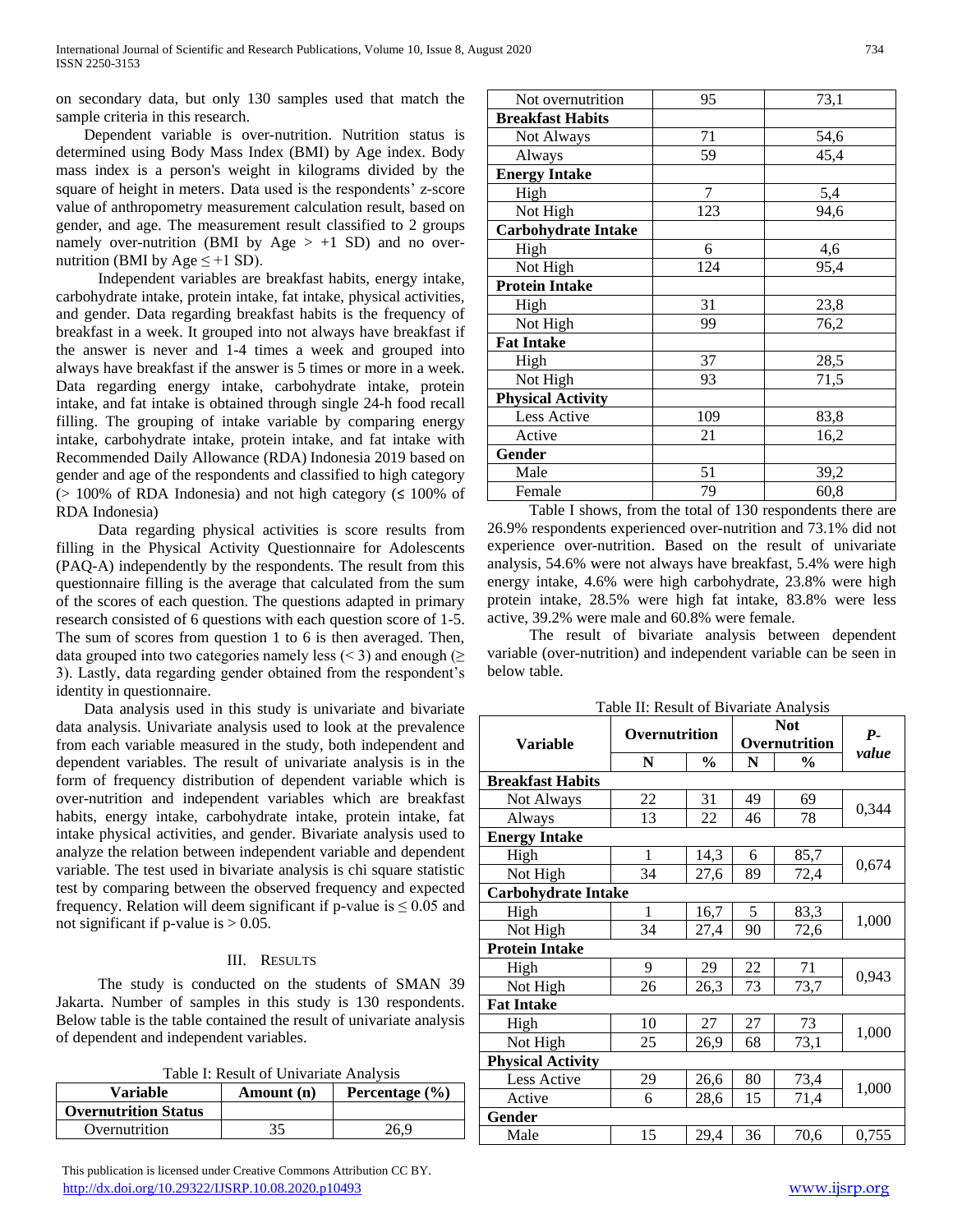on secondary data, but only 130 samples used that match the sample criteria in this research.

Dependent variable is over-nutrition. Nutrition status is determined using Body Mass Index (BMI) by Age index. Body mass index is a person's weight in kilograms divided by the square of height in meters. Data used is the respondents' z-score value of anthropometry measurement calculation result, based on gender, and age. The measurement result classified to 2 groups namely over-nutrition (BMI by Age > +1 SD) and no over-nutrition (BMI by Age ≤ +1 SD).

Independent variables are breakfast habits, energy intake, carbohydrate intake, protein intake, fat intake, physical activities, and gender. Data regarding breakfast habits is the frequency of breakfast in a week. It grouped into not always have breakfast if the answer is never and 1-4 times a week and grouped into always have breakfast if the answer is 5 times or more in a week. Data regarding energy intake, carbohydrate intake, protein intake, and fat intake is obtained through single 24-h food recall filling. The grouping of intake variable by comparing energy intake, carbohydrate intake, protein intake, and fat intake with Recommended Daily Allowance (RDA) Indonesia 2019 based on gender and age of the respondents and classified to high category (> 100% of RDA Indonesia) and not high category (≤ 100% of RDA Indonesia)

Data regarding physical activities is score results from filling in the Physical Activity Questionnaire for Adolescents (PAQ-A) independently by the respondents. The result from this questionnaire filling is the average that calculated from the sum of the scores of each question. The questions adapted in primary research consisted of 6 questions with each question score of 1-5. The sum of scores from question 1 to 6 is then averaged. Then, data grouped into two categories namely less (< 3) and enough (≥ 3). Lastly, data regarding gender obtained from the respondent's identity in questionnaire.

Data analysis used in this study is univariate and bivariate data analysis. Univariate analysis used to look at the prevalence from each variable measured in the study, both independent and dependent variables. The result of univariate analysis is in the form of frequency distribution of dependent variable which is over-nutrition and independent variables which are breakfast habits, energy intake, carbohydrate intake, protein intake, fat intake physical activities, and gender. Bivariate analysis used to analyze the relation between independent variable and dependent variable. The test used in bivariate analysis is chi square statistic test by comparing between the observed frequency and expected frequency. Relation will deem significant if p-value is ≤ 0.05 and not significant if p-value is > 0.05.

## III. Results

The study is conducted on the students of SMAN 39 Jakarta. Number of samples in this study is 130 respondents. Below table is the table contained the result of univariate analysis of dependent and independent variables.

Table I: Result of Univariate Analysis

| Variable | Amount (n) | Percentage (%) |
|---|---|---|
| **Overnutrition Status** | | |
| Overnutrition | 35 | 26,9 |
| Not overnutrition | 95 | 73,1 |
| **Breakfast Habits** | | |
| Not Always | 71 | 54,6 |
| Always | 59 | 45,4 |
| **Energy Intake** | | |
| High | 7 | 5,4 |
| Not High | 123 | 94,6 |
| **Carbohydrate Intake** | | |
| High | 6 | 4,6 |
| Not High | 124 | 95,4 |
| **Protein Intake** | | |
| High | 31 | 23,8 |
| Not High | 99 | 76,2 |
| **Fat Intake** | | |
| High | 37 | 28,5 |
| Not High | 93 | 71,5 |
| **Physical Activity** | | |
| Less Active | 109 | 83,8 |
| Active | 21 | 16,2 |
| **Gender** | | |
| Male | 51 | 39,2 |
| Female | 79 | 60,8 |

Table I shows, from the total of 130 respondents there are 26.9% respondents experienced over-nutrition and 73.1% did not experience over-nutrition. Based on the result of univariate analysis, 54.6% were not always have breakfast, 5.4% were high energy intake, 4.6% were high carbohydrate, 23.8% were high protein intake, 28.5% were high fat intake, 83.8% were less active, 39.2% were male and 60.8% were female.

The result of bivariate analysis between dependent variable (over-nutrition) and independent variable can be seen in below table.

Table II: Result of Bivariate Analysis

| Variable | Overnutrition | | Not Overnutrition | | *P-value* |
|---|---|---|---|---|---|
| | N | % | N | % | |
| **Breakfast Habits** | | | | | |
| Not Always | 22 | 31 | 49 | 69 | 0,344 |
| Always | 13 | 22 | 46 | 78 | |
| **Energy Intake** | | | | | |
| High | 1 | 14,3 | 6 | 85,7 | 0,674 |
| Not High | 34 | 27,6 | 89 | 72,4 | |
| **Carbohydrate Intake** | | | | | |
| High | 1 | 16,7 | 5 | 83,3 | 1,000 |
| Not High | 34 | 27,4 | 90 | 72,6 | |
| **Protein Intake** | | | | | |
| High | 9 | 29 | 22 | 71 | 0,943 |
| Not High | 26 | 26,3 | 73 | 73,7 | |
| **Fat Intake** | | | | | |
| High | 10 | 27 | 27 | 73 | 1,000 |
| Not High | 25 | 26,9 | 68 | 73,1 | |
| **Physical Activity** | | | | | |
| Less Active | 29 | 26,6 | 80 | 73,4 | 1,000 |
| Active | 6 | 28,6 | 15 | 71,4 | |
| **Gender** | | | | | |
| Male | 15 | 29,4 | 36 | 70,6 | 0,755 |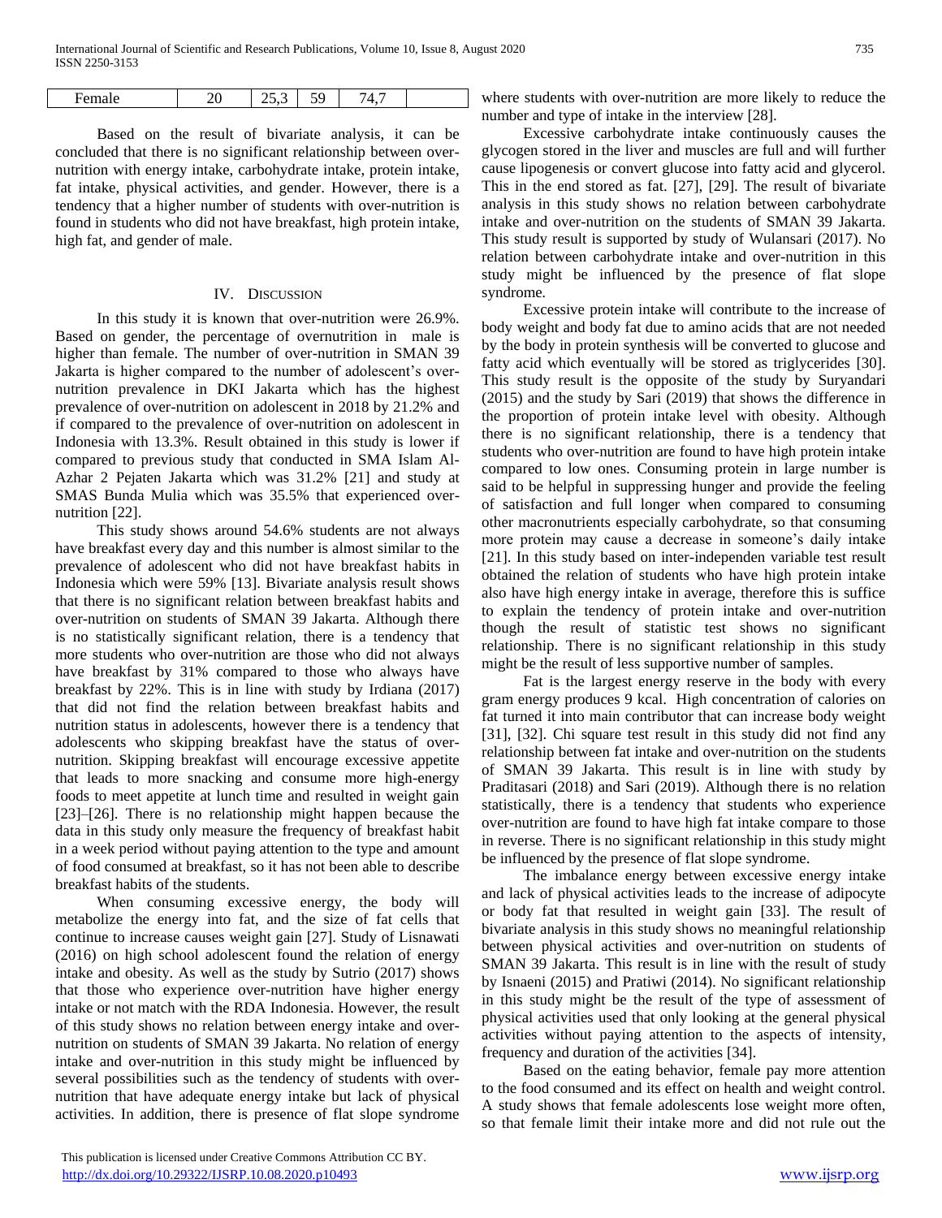| Female | 20 | 25,3 | 59 | 74,7 | |
|---|---|---|---|---|---|

Based on the result of bivariate analysis, it can be concluded that there is no significant relationship between over-nutrition with energy intake, carbohydrate intake, protein intake, fat intake, physical activities, and gender. However, there is a tendency that a higher number of students with over-nutrition is found in students who did not have breakfast, high protein intake, high fat, and gender of male.

## IV. Discussion

In this study it is known that over-nutrition were 26.9%. Based on gender, the percentage of overnutrition in male is higher than female. The number of over-nutrition in SMAN 39 Jakarta is higher compared to the number of adolescent's over-nutrition prevalence in DKI Jakarta which has the highest prevalence of over-nutrition on adolescent in 2018 by 21.2% and if compared to the prevalence of over-nutrition on adolescent in Indonesia with 13.3%. Result obtained in this study is lower if compared to previous study that conducted in SMA Islam Al-Azhar 2 Pejaten Jakarta which was 31.2% [21] and study at SMAS Bunda Mulia which was 35.5% that experienced over-nutrition [22].

This study shows around 54.6% students are not always have breakfast every day and this number is almost similar to the prevalence of adolescent who did not have breakfast habits in Indonesia which were 59% [13]. Bivariate analysis result shows that there is no significant relation between breakfast habits and over-nutrition on students of SMAN 39 Jakarta. Although there is no statistically significant relation, there is a tendency that more students who over-nutrition are those who did not always have breakfast by 31% compared to those who always have breakfast by 22%. This is in line with study by Irdiana (2017) that did not find the relation between breakfast habits and nutrition status in adolescents, however there is a tendency that adolescents who skipping breakfast have the status of over-nutrition. Skipping breakfast will encourage excessive appetite that leads to more snacking and consume more high-energy foods to meet appetite at lunch time and resulted in weight gain [23]–[26]. There is no relationship might happen because the data in this study only measure the frequency of breakfast habit in a week period without paying attention to the type and amount of food consumed at breakfast, so it has not been able to describe breakfast habits of the students.

When consuming excessive energy, the body will metabolize the energy into fat, and the size of fat cells that continue to increase causes weight gain [27]. Study of Lisnawati (2016) on high school adolescent found the relation of energy intake and obesity. As well as the study by Sutrio (2017) shows that those who experience over-nutrition have higher energy intake or not match with the RDA Indonesia. However, the result of this study shows no relation between energy intake and over-nutrition on students of SMAN 39 Jakarta. No relation of energy intake and over-nutrition in this study might be influenced by several possibilities such as the tendency of students with over-nutrition that have adequate energy intake but lack of physical activities. In addition, there is presence of flat slope syndrome where students with over-nutrition are more likely to reduce the number and type of intake in the interview [28].

Excessive carbohydrate intake continuously causes the glycogen stored in the liver and muscles are full and will further cause lipogenesis or convert glucose into fatty acid and glycerol. This in the end stored as fat. [27], [29]. The result of bivariate analysis in this study shows no relation between carbohydrate intake and over-nutrition on the students of SMAN 39 Jakarta. This study result is supported by study of Wulansari (2017). No relation between carbohydrate intake and over-nutrition in this study might be influenced by the presence of flat slope syndrome.

Excessive protein intake will contribute to the increase of body weight and body fat due to amino acids that are not needed by the body in protein synthesis will be converted to glucose and fatty acid which eventually will be stored as triglycerides [30]. This study result is the opposite of the study by Suryandari (2015) and the study by Sari (2019) that shows the difference in the proportion of protein intake level with obesity. Although there is no significant relationship, there is a tendency that students who over-nutrition are found to have high protein intake compared to low ones. Consuming protein in large number is said to be helpful in suppressing hunger and provide the feeling of satisfaction and full longer when compared to consuming other macronutrients especially carbohydrate, so that consuming more protein may cause a decrease in someone's daily intake [21]. In this study based on inter-independen variable test result obtained the relation of students who have high protein intake also have high energy intake in average, therefore this is suffice to explain the tendency of protein intake and over-nutrition though the result of statistic test shows no significant relationship. There is no significant relationship in this study might be the result of less supportive number of samples.

Fat is the largest energy reserve in the body with every gram energy produces 9 kcal. High concentration of calories on fat turned it into main contributor that can increase body weight [31], [32]. Chi square test result in this study did not find any relationship between fat intake and over-nutrition on the students of SMAN 39 Jakarta. This result is in line with study by Praditasari (2018) and Sari (2019). Although there is no relation statistically, there is a tendency that students who experience over-nutrition are found to have high fat intake compare to those in reverse. There is no significant relationship in this study might be influenced by the presence of flat slope syndrome.

The imbalance energy between excessive energy intake and lack of physical activities leads to the increase of adipocyte or body fat that resulted in weight gain [33]. The result of bivariate analysis in this study shows no meaningful relationship between physical activities and over-nutrition on students of SMAN 39 Jakarta. This result is in line with the result of study by Isnaeni (2015) and Pratiwi (2014). No significant relationship in this study might be the result of the type of assessment of physical activities used that only looking at the general physical activities without paying attention to the aspects of intensity, frequency and duration of the activities [34].

Based on the eating behavior, female pay more attention to the food consumed and its effect on health and weight control. A study shows that female adolescents lose weight more often, so that female limit their intake more and did not rule out the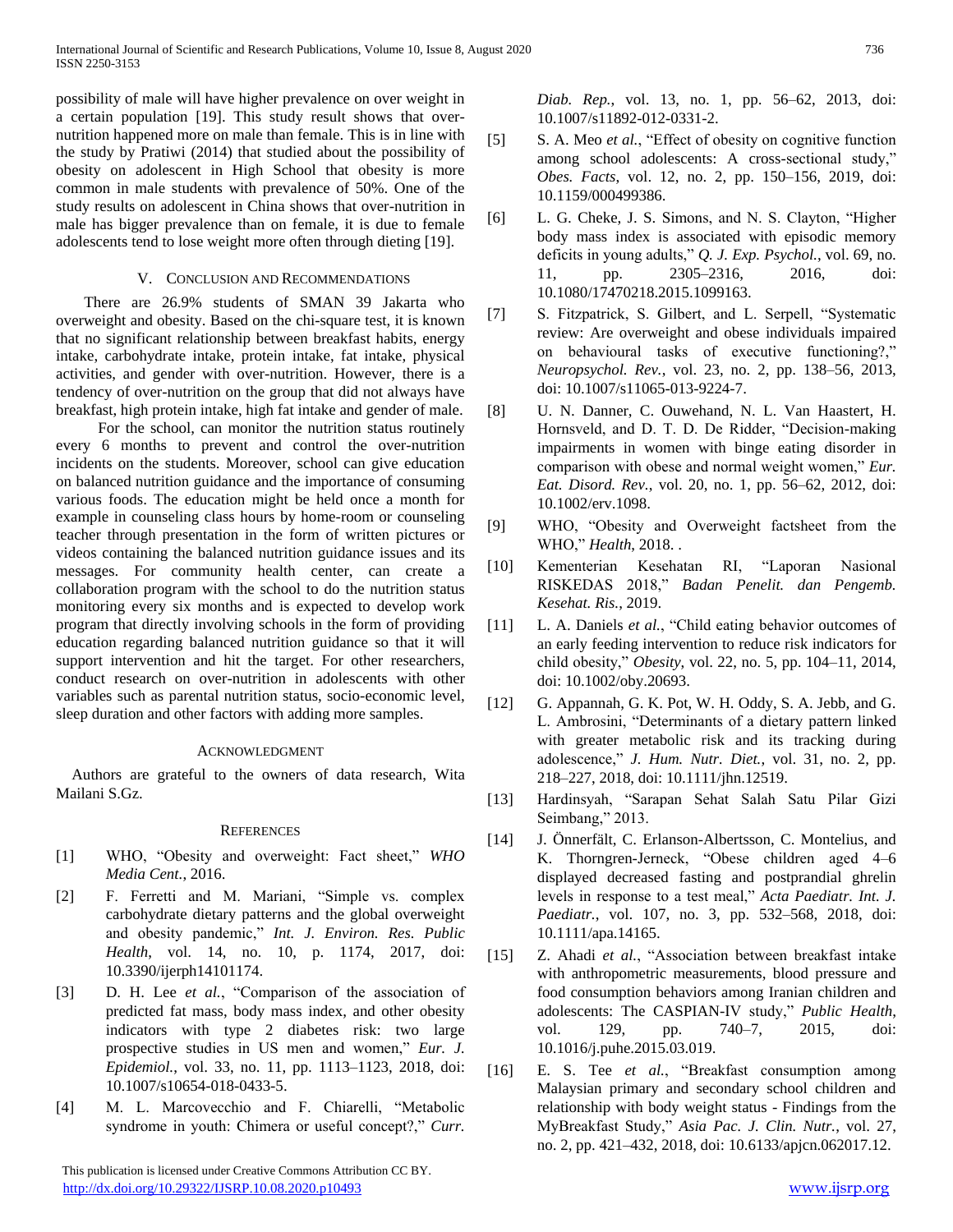possibility of male will have higher prevalence on over weight in a certain population [19]. This study result shows that over-nutrition happened more on male than female. This is in line with the study by Pratiwi (2014) that studied about the possibility of obesity on adolescent in High School that obesity is more common in male students with prevalence of 50%. One of the study results on adolescent in China shows that over-nutrition in male has bigger prevalence than on female, it is due to female adolescents tend to lose weight more often through dieting [19].

## V. Conclusion and Recommendations

There are 26.9% students of SMAN 39 Jakarta who overweight and obesity. Based on the chi-square test, it is known that no significant relationship between breakfast habits, energy intake, carbohydrate intake, protein intake, fat intake, physical activities, and gender with over-nutrition. However, there is a tendency of over-nutrition on the group that did not always have breakfast, high protein intake, high fat intake and gender of male.

For the school, can monitor the nutrition status routinely every 6 months to prevent and control the over-nutrition incidents on the students. Moreover, school can give education on balanced nutrition guidance and the importance of consuming various foods. The education might be held once a month for example in counseling class hours by home-room or counseling teacher through presentation in the form of written pictures or videos containing the balanced nutrition guidance issues and its messages. For community health center, can create a collaboration program with the school to do the nutrition status monitoring every six months and is expected to develop work program that directly involving schools in the form of providing education regarding balanced nutrition guidance so that it will support intervention and hit the target. For other researchers, conduct research on over-nutrition in adolescents with other variables such as parental nutrition status, socio-economic level, sleep duration and other factors with adding more samples.

## Acknowledgment

Authors are grateful to the owners of data research, Wita Mailani S.Gz.

## References

[1] WHO, "Obesity and overweight: Fact sheet," *WHO Media Cent.*, 2016.

[2] F. Ferretti and M. Mariani, "Simple vs. complex carbohydrate dietary patterns and the global overweight and obesity pandemic," *Int. J. Environ. Res. Public Health*, vol. 14, no. 10, p. 1174, 2017, doi: 10.3390/ijerph14101174.

[3] D. H. Lee *et al.*, "Comparison of the association of predicted fat mass, body mass index, and other obesity indicators with type 2 diabetes risk: two large prospective studies in US men and women," *Eur. J. Epidemiol.*, vol. 33, no. 11, pp. 1113–1123, 2018, doi: 10.1007/s10654-018-0433-5.

[4] M. L. Marcovecchio and F. Chiarelli, "Metabolic syndrome in youth: Chimera or useful concept?," *Curr. Diab. Rep.*, vol. 13, no. 1, pp. 56–62, 2013, doi: 10.1007/s11892-012-0331-2.

[5] S. A. Meo *et al.*, "Effect of obesity on cognitive function among school adolescents: A cross-sectional study," *Obes. Facts*, vol. 12, no. 2, pp. 150–156, 2019, doi: 10.1159/000499386.

[6] L. G. Cheke, J. S. Simons, and N. S. Clayton, "Higher body mass index is associated with episodic memory deficits in young adults," *Q. J. Exp. Psychol.*, vol. 69, no. 11, pp. 2305–2316, 2016, doi: 10.1080/17470218.2015.1099163.

[7] S. Fitzpatrick, S. Gilbert, and L. Serpell, "Systematic review: Are overweight and obese individuals impaired on behavioural tasks of executive functioning?," *Neuropsychol. Rev.*, vol. 23, no. 2, pp. 138–56, 2013, doi: 10.1007/s11065-013-9224-7.

[8] U. N. Danner, C. Ouwehand, N. L. Van Haastert, H. Hornsveld, and D. T. D. De Ridder, "Decision-making impairments in women with binge eating disorder in comparison with obese and normal weight women," *Eur. Eat. Disord. Rev.*, vol. 20, no. 1, pp. 56–62, 2012, doi: 10.1002/erv.1098.

[9] WHO, "Obesity and Overweight factsheet from the WHO," *Health*, 2018. .

[10] Kementerian Kesehatan RI, "Laporan Nasional RISKEDAS 2018," *Badan Penelit. dan Pengemb. Kesehat. Ris.*, 2019.

[11] L. A. Daniels *et al.*, "Child eating behavior outcomes of an early feeding intervention to reduce risk indicators for child obesity," *Obesity*, vol. 22, no. 5, pp. 104–11, 2014, doi: 10.1002/oby.20693.

[12] G. Appannah, G. K. Pot, W. H. Oddy, S. A. Jebb, and G. L. Ambrosini, "Determinants of a dietary pattern linked with greater metabolic risk and its tracking during adolescence," *J. Hum. Nutr. Diet.*, vol. 31, no. 2, pp. 218–227, 2018, doi: 10.1111/jhn.12519.

[13] Hardinsyah, "Sarapan Sehat Salah Satu Pilar Gizi Seimbang," 2013.

[14] J. Önnerfält, C. Erlanson-Albertsson, C. Montelius, and K. Thorngren-Jerneck, "Obese children aged 4–6 displayed decreased fasting and postprandial ghrelin levels in response to a test meal," *Acta Paediatr. Int. J. Paediatr.*, vol. 107, no. 3, pp. 532–568, 2018, doi: 10.1111/apa.14165.

[15] Z. Ahadi *et al.*, "Association between breakfast intake with anthropometric measurements, blood pressure and food consumption behaviors among Iranian children and adolescents: The CASPIAN-IV study," *Public Health*, vol. 129, pp. 740–7, 2015, doi: 10.1016/j.puhe.2015.03.019.

[16] E. S. Tee *et al.*, "Breakfast consumption among Malaysian primary and secondary school children and relationship with body weight status - Findings from the MyBreakfast Study," *Asia Pac. J. Clin. Nutr.*, vol. 27, no. 2, pp. 421–432, 2018, doi: 10.6133/apjcn.062017.12.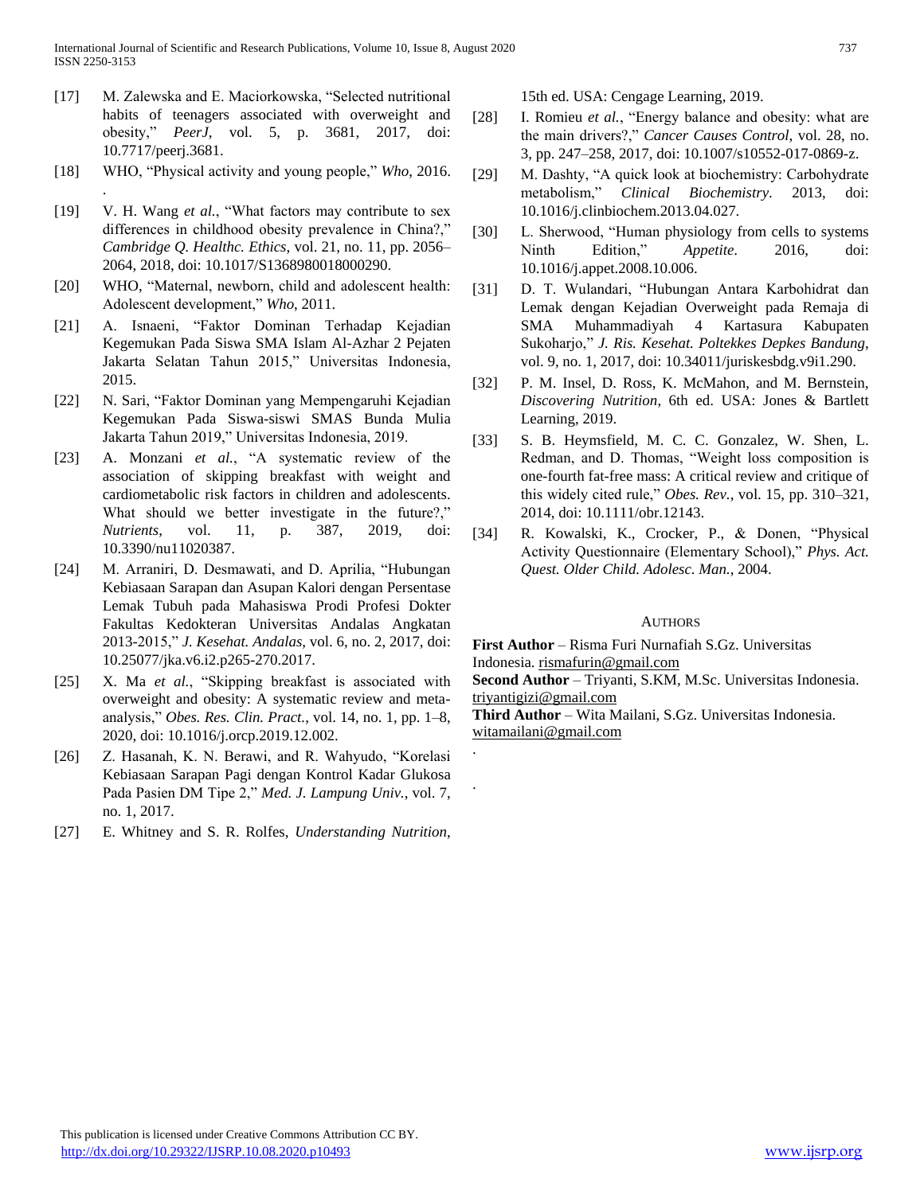[17] M. Zalewska and E. Maciorkowska, "Selected nutritional habits of teenagers associated with overweight and obesity," *PeerJ*, vol. 5, p. 3681, 2017, doi: 10.7717/peerj.3681.

[18] WHO, "Physical activity and young people," *Who*, 2016.

[19] V. H. Wang *et al.*, "What factors may contribute to sex differences in childhood obesity prevalence in China?," *Cambridge Q. Healthc. Ethics*, vol. 21, no. 11, pp. 2056–2064, 2018, doi: 10.1017/S1368980018000290.

[20] WHO, "Maternal, newborn, child and adolescent health: Adolescent development," *Who*, 2011.

[21] A. Isnaeni, "Faktor Dominan Terhadap Kejadian Kegemukan Pada Siswa SMA Islam Al-Azhar 2 Pejaten Jakarta Selatan Tahun 2015," Universitas Indonesia, 2015.

[22] N. Sari, "Faktor Dominan yang Mempengaruhi Kejadian Kegemukan Pada Siswa-siswi SMAS Bunda Mulia Jakarta Tahun 2019," Universitas Indonesia, 2019.

[23] A. Monzani *et al.*, "A systematic review of the association of skipping breakfast with weight and cardiometabolic risk factors in children and adolescents. What should we better investigate in the future?," *Nutrients*, vol. 11, p. 387, 2019, doi: 10.3390/nu11020387.

[24] M. Arraniri, D. Desmawati, and D. Aprilia, "Hubungan Kebiasaan Sarapan dan Asupan Kalori dengan Persentase Lemak Tubuh pada Mahasiswa Prodi Profesi Dokter Fakultas Kedokteran Universitas Andalas Angkatan 2013-2015," *J. Kesehat. Andalas*, vol. 6, no. 2, 2017, doi: 10.25077/jka.v6.i2.p265-270.2017.

[25] X. Ma *et al.*, "Skipping breakfast is associated with overweight and obesity: A systematic review and meta-analysis," *Obes. Res. Clin. Pract.*, vol. 14, no. 1, pp. 1–8, 2020, doi: 10.1016/j.orcp.2019.12.002.

[26] Z. Hasanah, K. N. Berawi, and R. Wahyudo, "Korelasi Kebiasaan Sarapan Pagi dengan Kontrol Kadar Glukosa Pada Pasien DM Tipe 2," *Med. J. Lampung Univ.*, vol. 7, no. 1, 2017.

[27] E. Whitney and S. R. Rolfes, *Understanding Nutrition*, 15th ed. USA: Cengage Learning, 2019.

[28] I. Romieu *et al.*, "Energy balance and obesity: what are the main drivers?," *Cancer Causes Control*, vol. 28, no. 3, pp. 247–258, 2017, doi: 10.1007/s10552-017-0869-z.

[29] M. Dashty, "A quick look at biochemistry: Carbohydrate metabolism," *Clinical Biochemistry*. 2013, doi: 10.1016/j.clinbiochem.2013.04.027.

[30] L. Sherwood, "Human physiology from cells to systems Ninth Edition," *Appetite*. 2016, doi: 10.1016/j.appet.2008.10.006.

[31] D. T. Wulandari, "Hubungan Antara Karbohidrat dan Lemak dengan Kejadian Overweight pada Remaja di SMA Muhammadiyah 4 Kartasura Kabupaten Sukoharjo," *J. Ris. Kesehat. Poltekkes Depkes Bandung*, vol. 9, no. 1, 2017, doi: 10.34011/juriskesbdg.v9i1.290.

[32] P. M. Insel, D. Ross, K. McMahon, and M. Bernstein, *Discovering Nutrition*, 6th ed. USA: Jones & Bartlett Learning, 2019.

[33] S. B. Heymsfield, M. C. C. Gonzalez, W. Shen, L. Redman, and D. Thomas, "Weight loss composition is one-fourth fat-free mass: A critical review and critique of this widely cited rule," *Obes. Rev.*, vol. 15, pp. 310–321, 2014, doi: 10.1111/obr.12143.

[34] R. Kowalski, K., Crocker, P., & Donen, "Physical Activity Questionnaire (Elementary School)," *Phys. Act. Quest. Older Child. Adolesc. Man.*, 2004.

## Authors

**First Author** – Risma Furi Nurnafiah S.Gz. Universitas Indonesia. rismafurin@gmail.com

**Second Author** – Triyanti, S.KM, M.Sc. Universitas Indonesia. triyantigizi@gmail.com

**Third Author** – Wita Mailani, S.Gz. Universitas Indonesia. witamailani@gmail.com